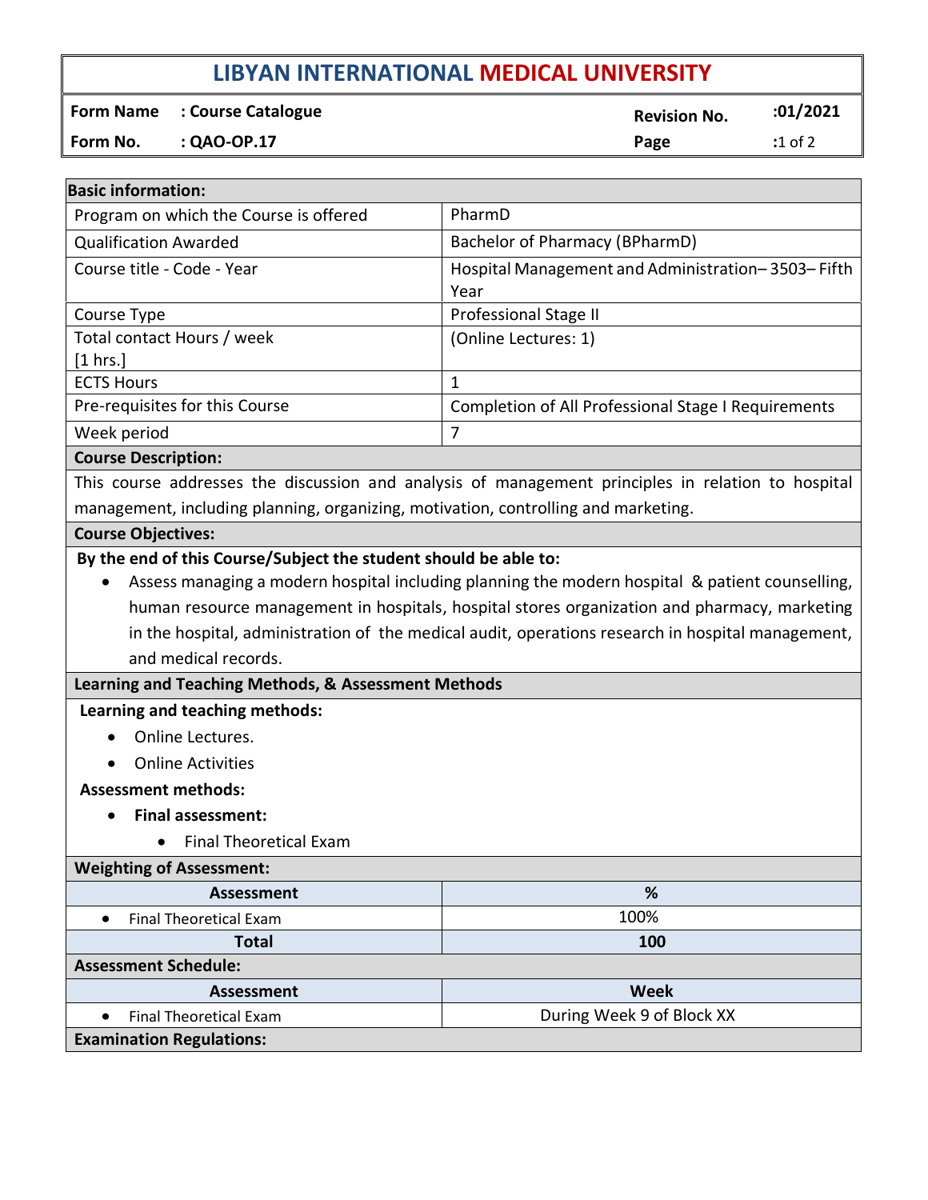# LIBYAN INTERNATIONAL MEDICAL UNIVERSITY

| Form Name | : Course Catalogue | Revision No. | :01/2021 |
|---|---|---|---|
| Form No. | : QAO-OP.17 | | |

| Basic information: | |
|---|---|
| Program on which the Course is offered | PharmD |
| Qualification Awarded | Bachelor of Pharmacy (BPharmD) |
| Course title - Code - Year | Hospital Management and Administration– 3503– Fifth Year |
| Course Type | Professional Stage II |
| Total contact Hours / week [1 hrs.] | (Online Lectures: 1) |
| ECTS Hours | 1 |
| Pre-requisites for this Course | Completion of All Professional Stage I Requirements |
| Week period | 7 |

**Course Description:**

This course addresses the discussion and analysis of management principles in relation to hospital management, including planning, organizing, motivation, controlling and marketing.

**Course Objectives:**

**By the end of this Course/Subject the student should be able to:**

- Assess managing a modern hospital including planning the modern hospital & patient counselling, human resource management in hospitals, hospital stores organization and pharmacy, marketing in the hospital, administration of the medical audit, operations research in hospital management, and medical records.

**Learning and Teaching Methods, & Assessment Methods**

**Learning and teaching methods:**

- Online Lectures.
- Online Activities

**Assessment methods:**

- **Final assessment:**
  - Final Theoretical Exam

**Weighting of Assessment:**

| Assessment | % |
|---|---|
| • Final Theoretical Exam | 100% |
| **Total** | **100** |

**Assessment Schedule:**

| Assessment | Week |
|---|---|
| • Final Theoretical Exam | During Week 9 of Block XX |

**Examination Regulations:**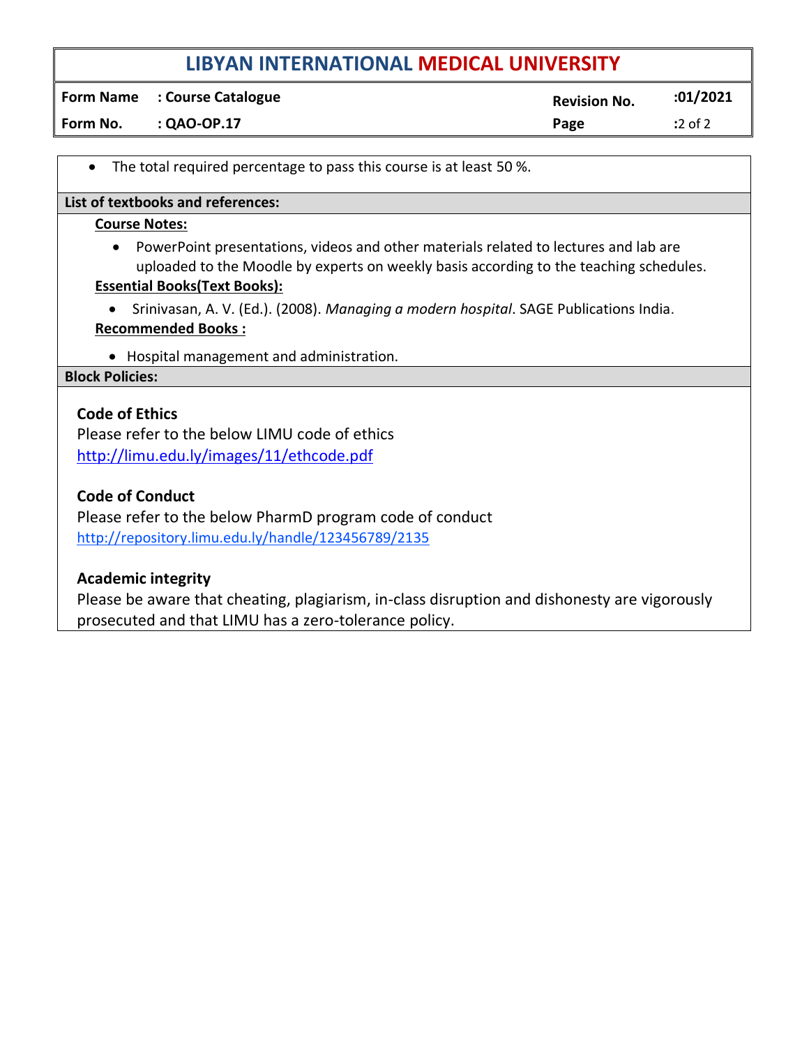- The total required percentage to pass this course is at least 50 %.

**List of textbooks and references:**

**Course Notes:**

- PowerPoint presentations, videos and other materials related to lectures and lab are uploaded to the Moodle by experts on weekly basis according to the teaching schedules.

**Essential Books(Text Books):**

- Srinivasan, A. V. (Ed.). (2008). *Managing a modern hospital*. SAGE Publications India.

**Recommended Books :**

- Hospital management and administration.

**Block Policies:**

**Code of Ethics**

Please refer to the below LIMU code of ethics
http://limu.edu.ly/images/11/ethcode.pdf

**Code of Conduct**

Please refer to the below PharmD program code of conduct
http://repository.limu.edu.ly/handle/123456789/2135

**Academic integrity**

Please be aware that cheating, plagiarism, in-class disruption and dishonesty are vigorously prosecuted and that LIMU has a zero-tolerance policy.